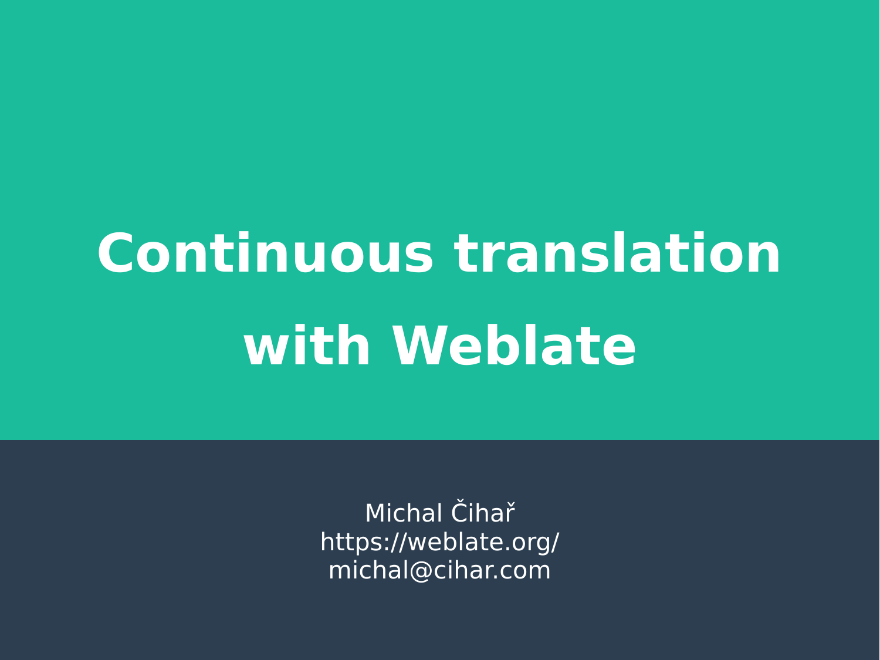# Continuous translation with Weblate

Michal Čihař
https://weblate.org/
michal@cihar.com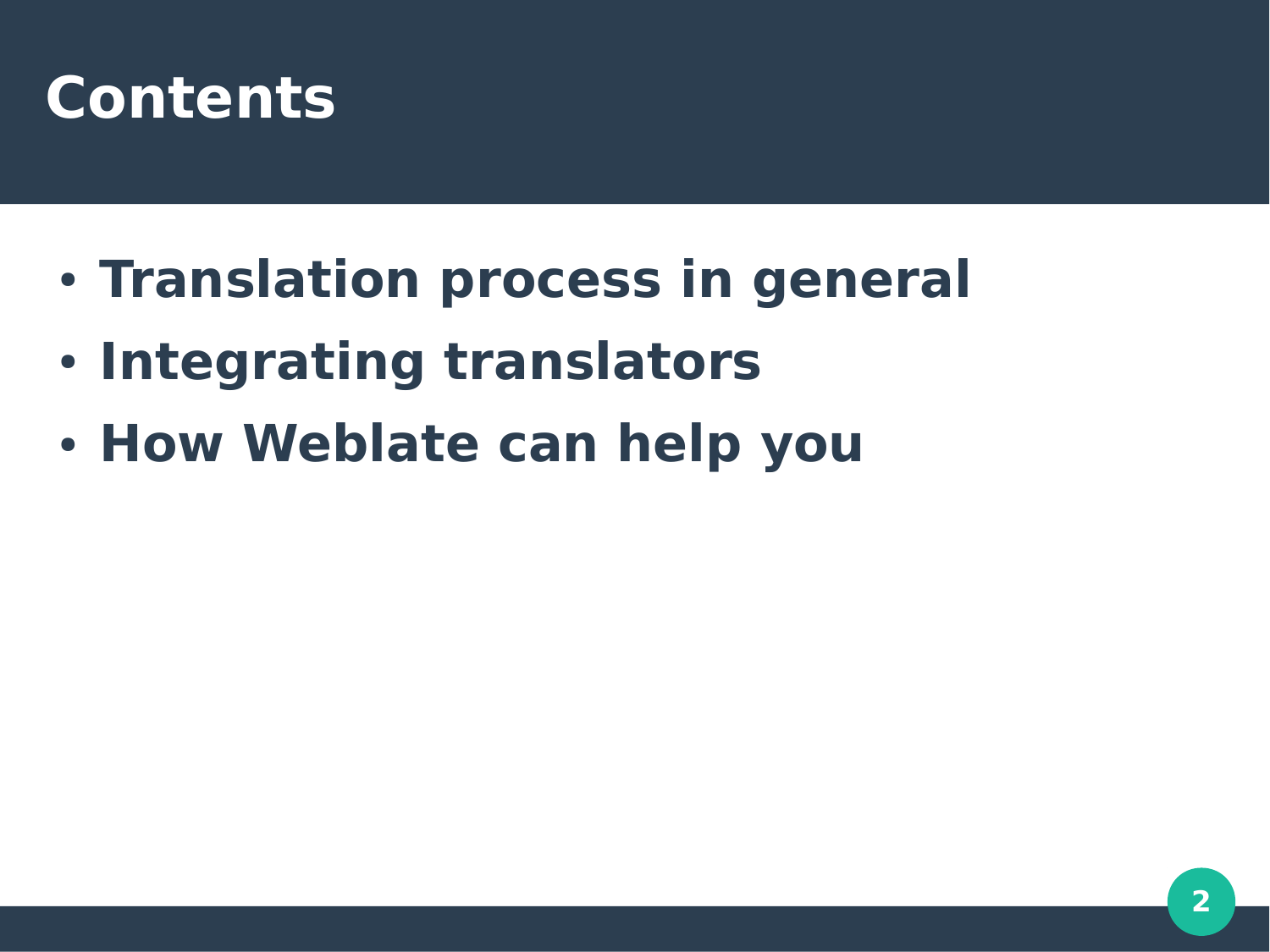# Contents

- **Translation process in general**
- **Integrating translators**
- **How Weblate can help you**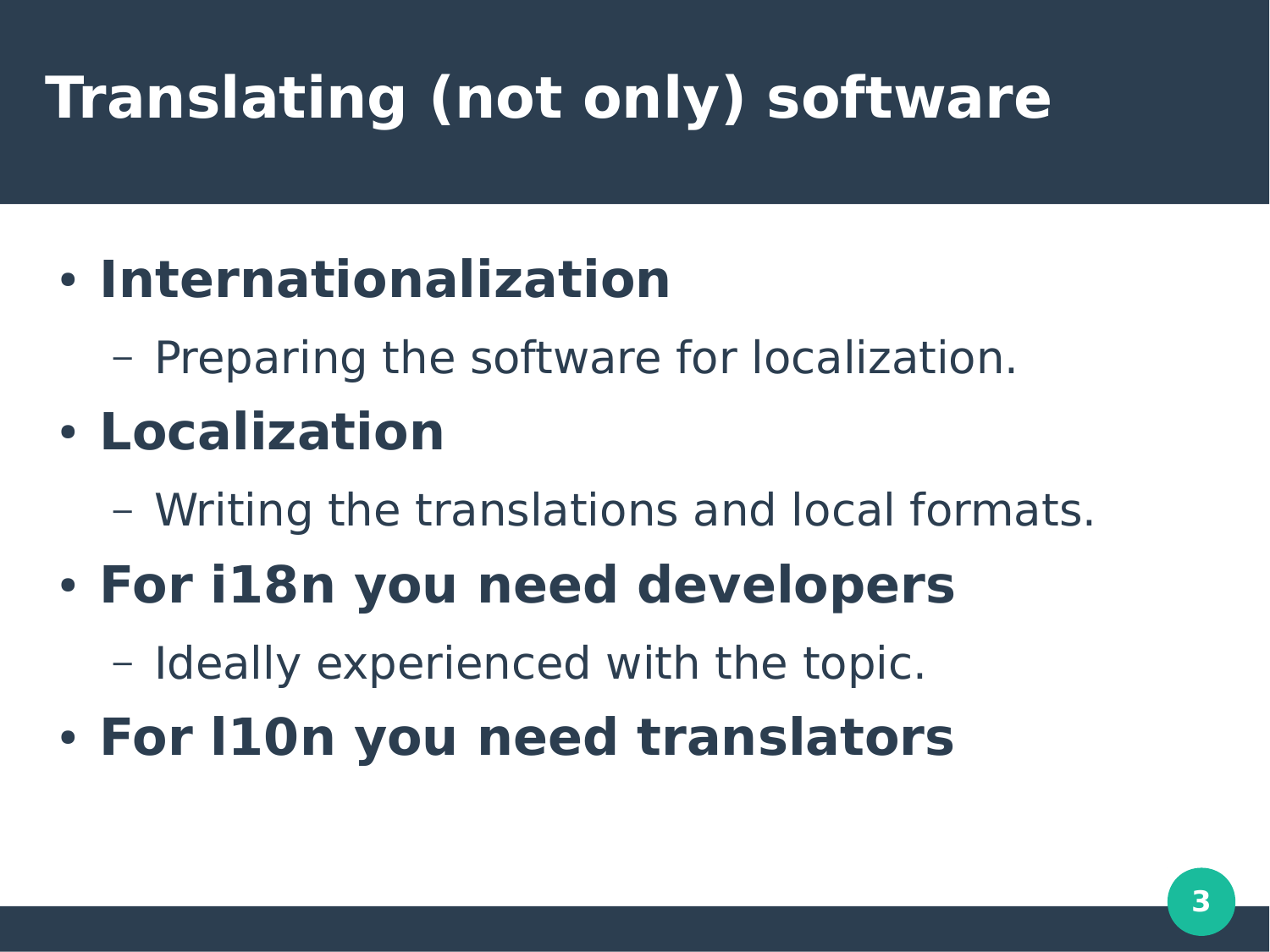# Translating (not only) software

- **Internationalization**
  - Preparing the software for localization.
- **Localization**
  - Writing the translations and local formats.
- **For i18n you need developers**
  - Ideally experienced with the topic.
- **For l10n you need translators**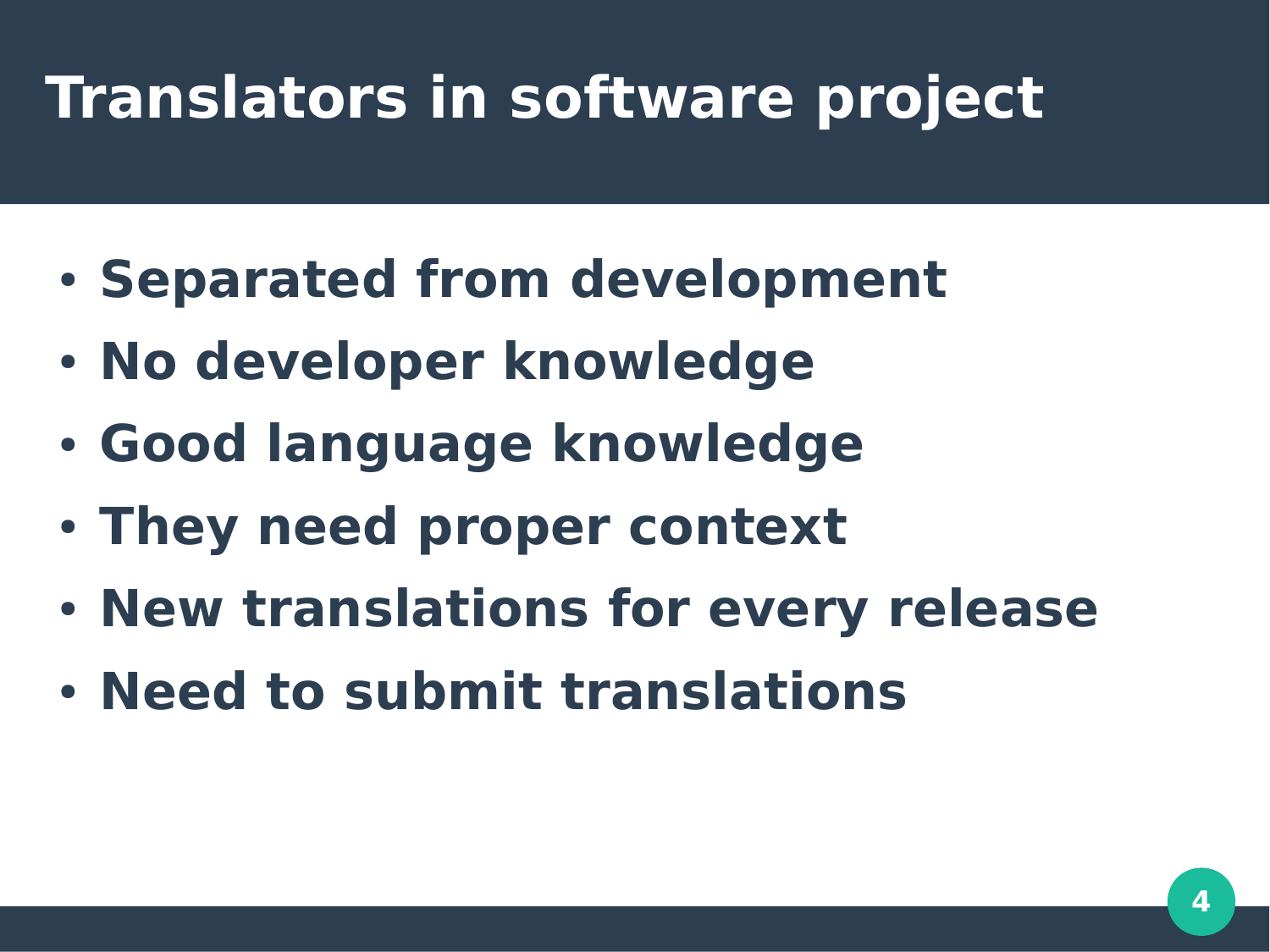# Translators in software project

- **Separated from development**
- **No developer knowledge**
- **Good language knowledge**
- **They need proper context**
- **New translations for every release**
- **Need to submit translations**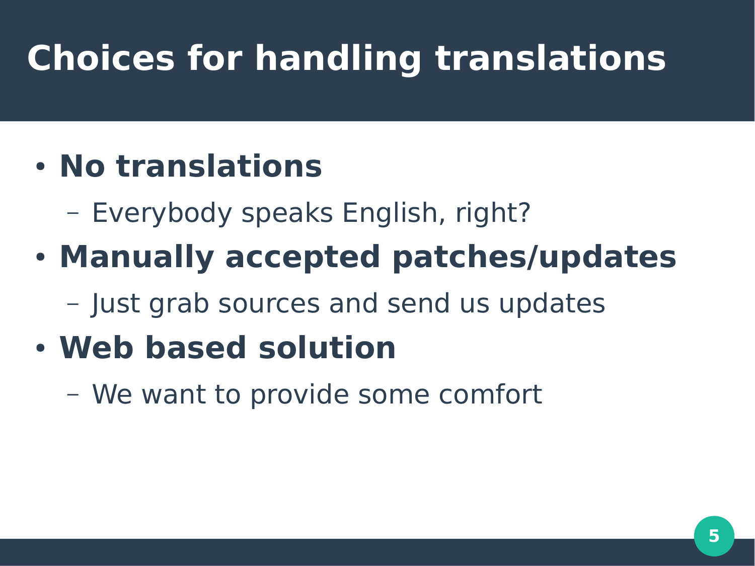# Choices for handling translations

- **No translations**
  - Everybody speaks English, right?
- **Manually accepted patches/updates**
  - Just grab sources and send us updates
- **Web based solution**
  - We want to provide some comfort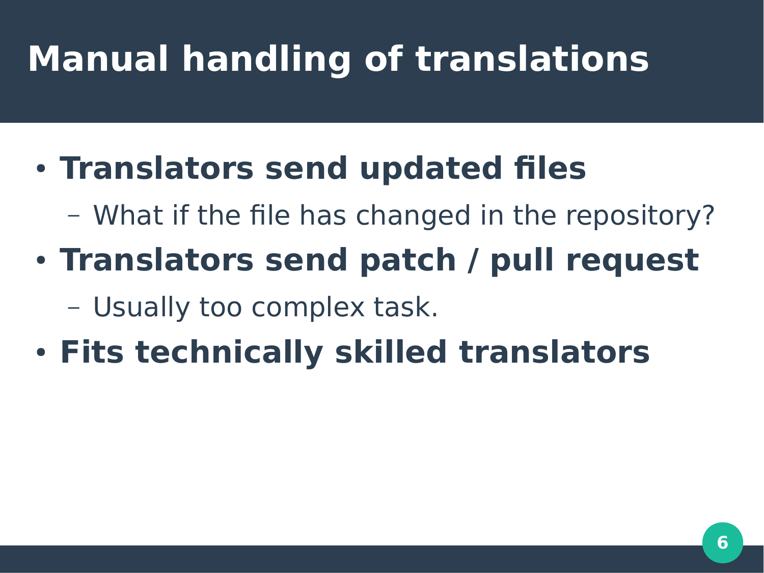# Manual handling of translations

- **Translators send updated files**
  - What if the file has changed in the repository?
- **Translators send patch / pull request**
  - Usually too complex task.
- **Fits technically skilled translators**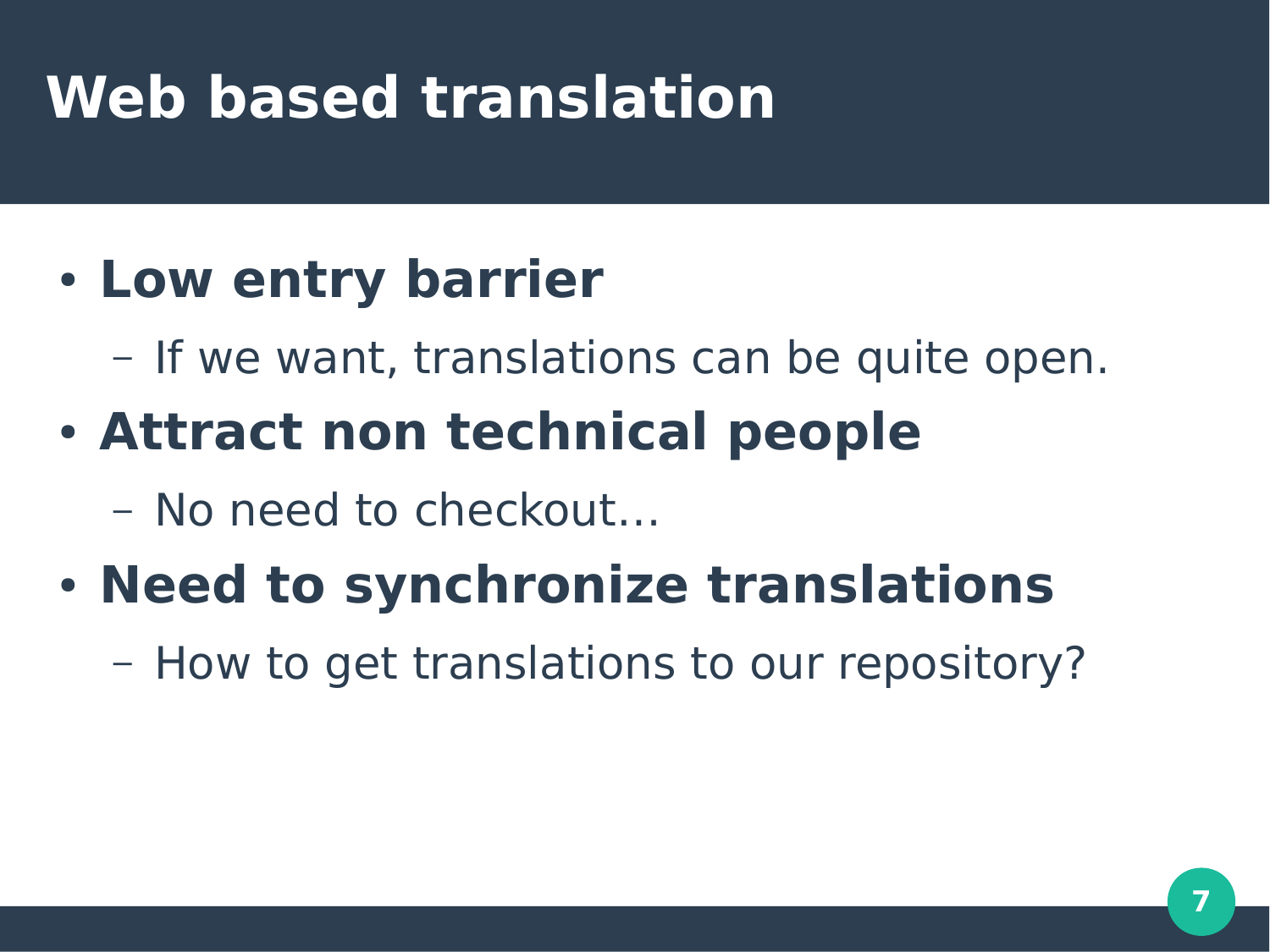# Web based translation

- **Low entry barrier**
  - If we want, translations can be quite open.
- **Attract non technical people**
  - No need to checkout…
- **Need to synchronize translations**
  - How to get translations to our repository?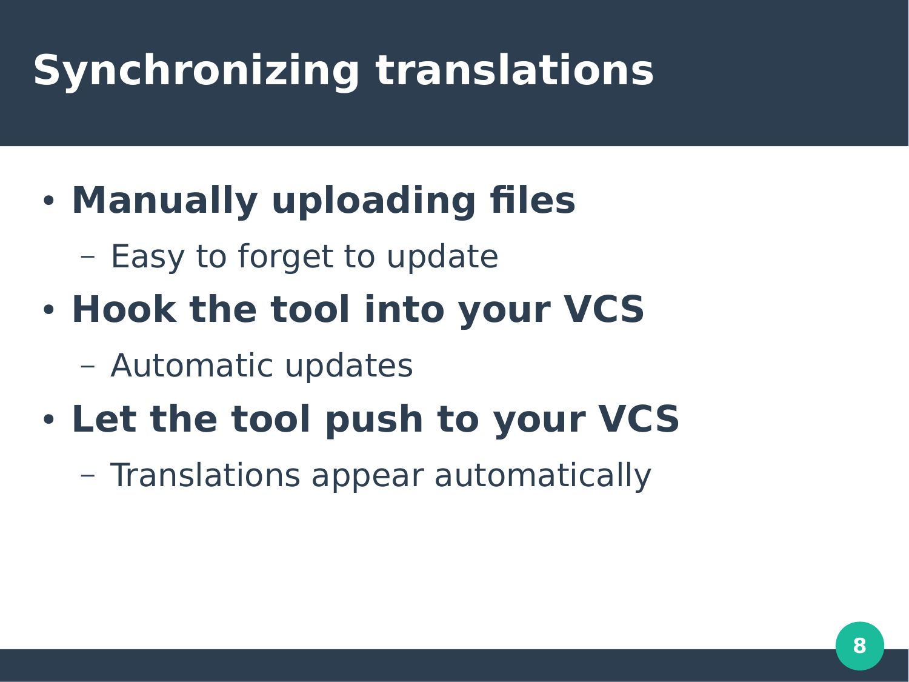# Synchronizing translations

- **Manually uploading files**
  - Easy to forget to update
- **Hook the tool into your VCS**
  - Automatic updates
- **Let the tool push to your VCS**
  - Translations appear automatically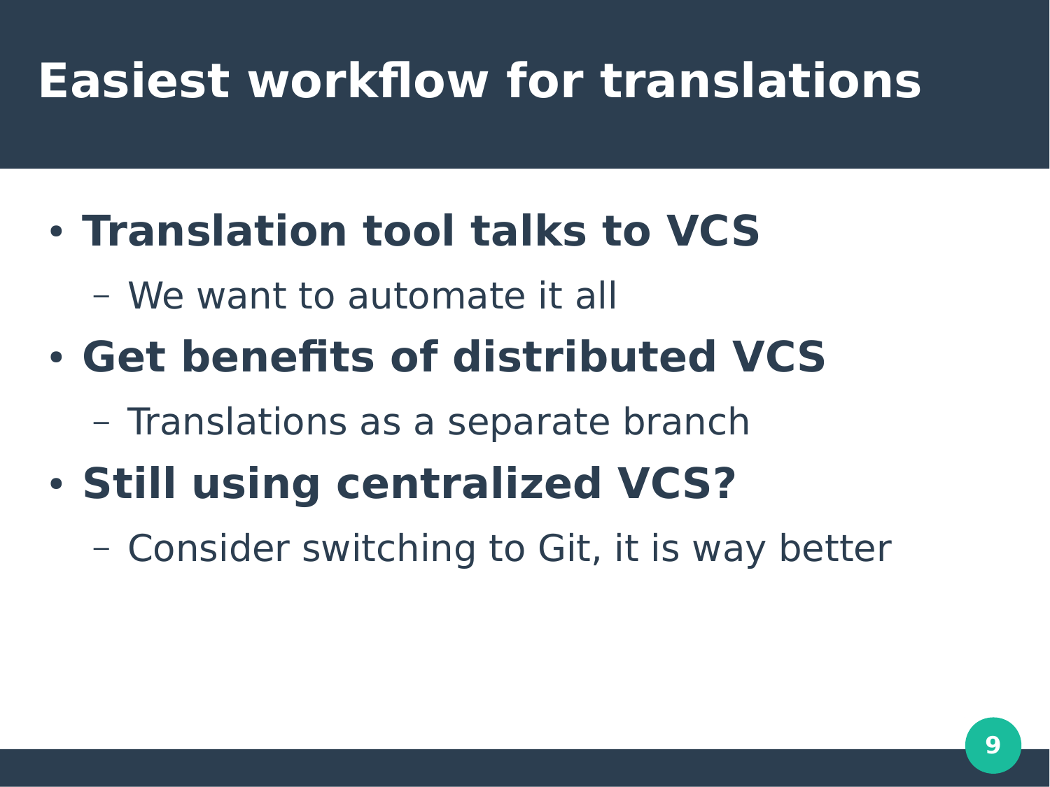# Easiest workflow for translations

- **Translation tool talks to VCS**
  - We want to automate it all
- **Get benefits of distributed VCS**
  - Translations as a separate branch
- **Still using centralized VCS?**
  - Consider switching to Git, it is way better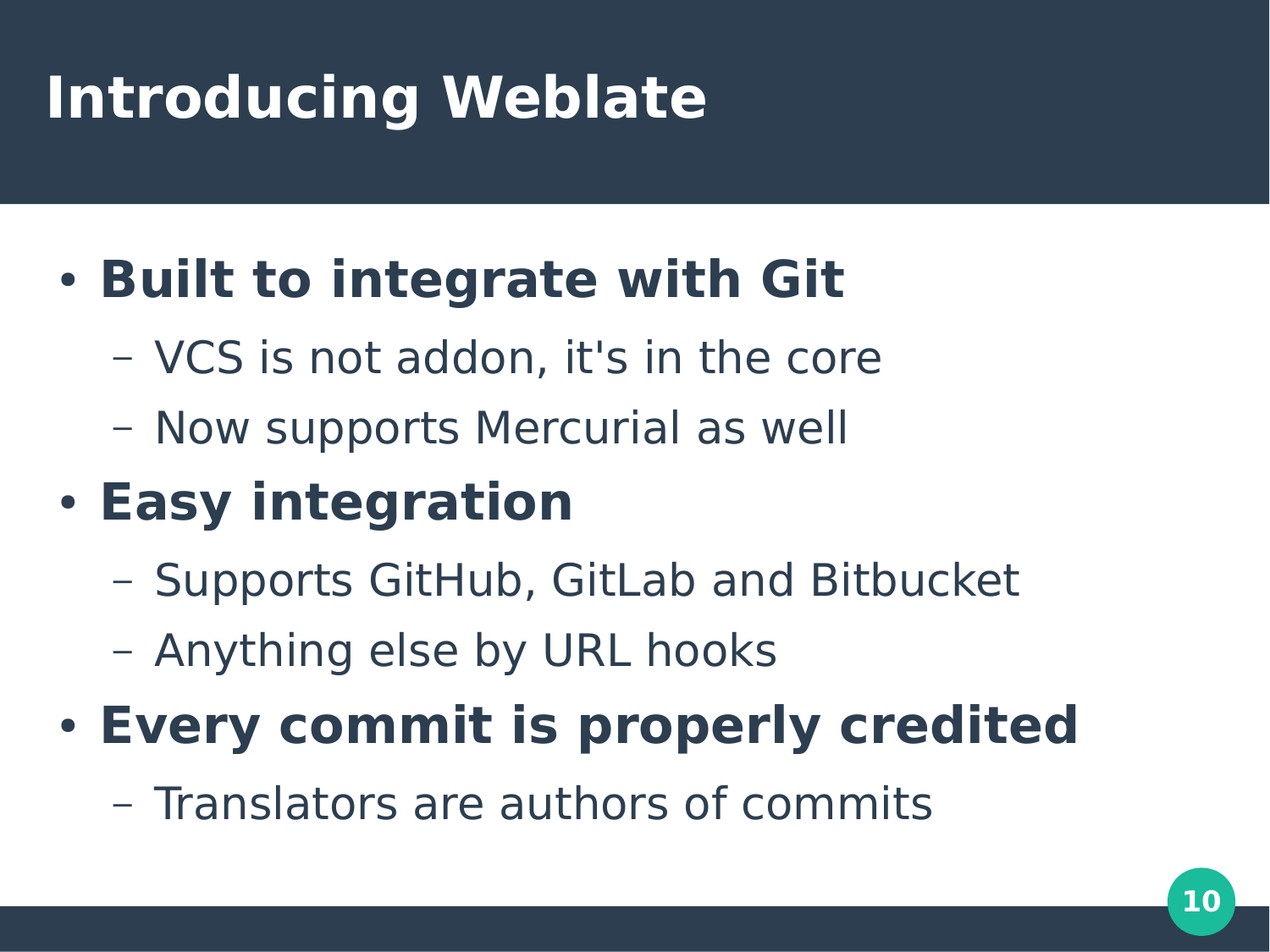# Introducing Weblate

- **Built to integrate with Git**
  - VCS is not addon, it's in the core
  - Now supports Mercurial as well
- **Easy integration**
  - Supports GitHub, GitLab and Bitbucket
  - Anything else by URL hooks
- **Every commit is properly credited**
  - Translators are authors of commits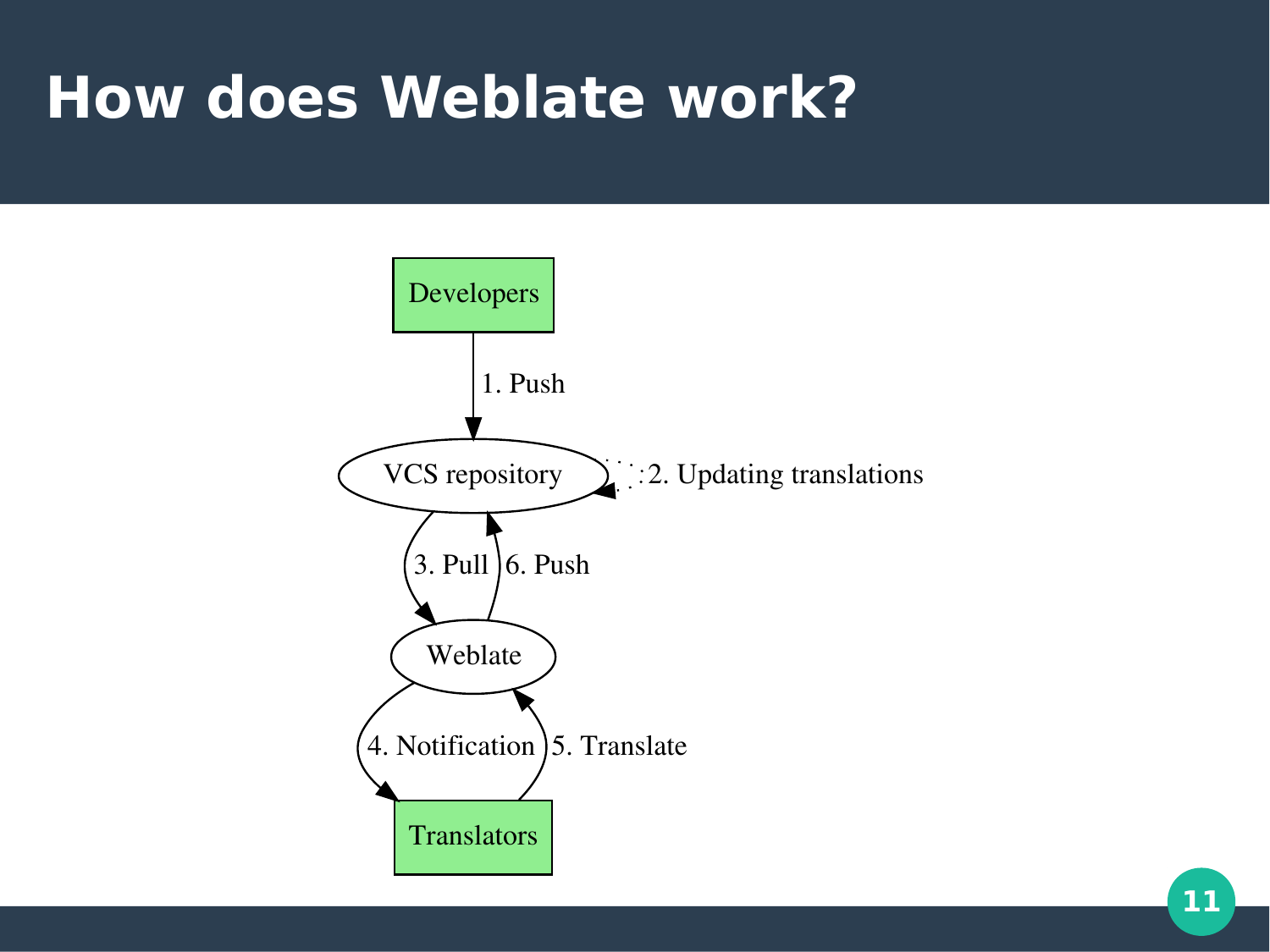# How does Weblate work?

Developers

1. Push

VCS repository

2. Updating translations

3. Pull

6. Push

Weblate

4. Notification

5. Translate

Translators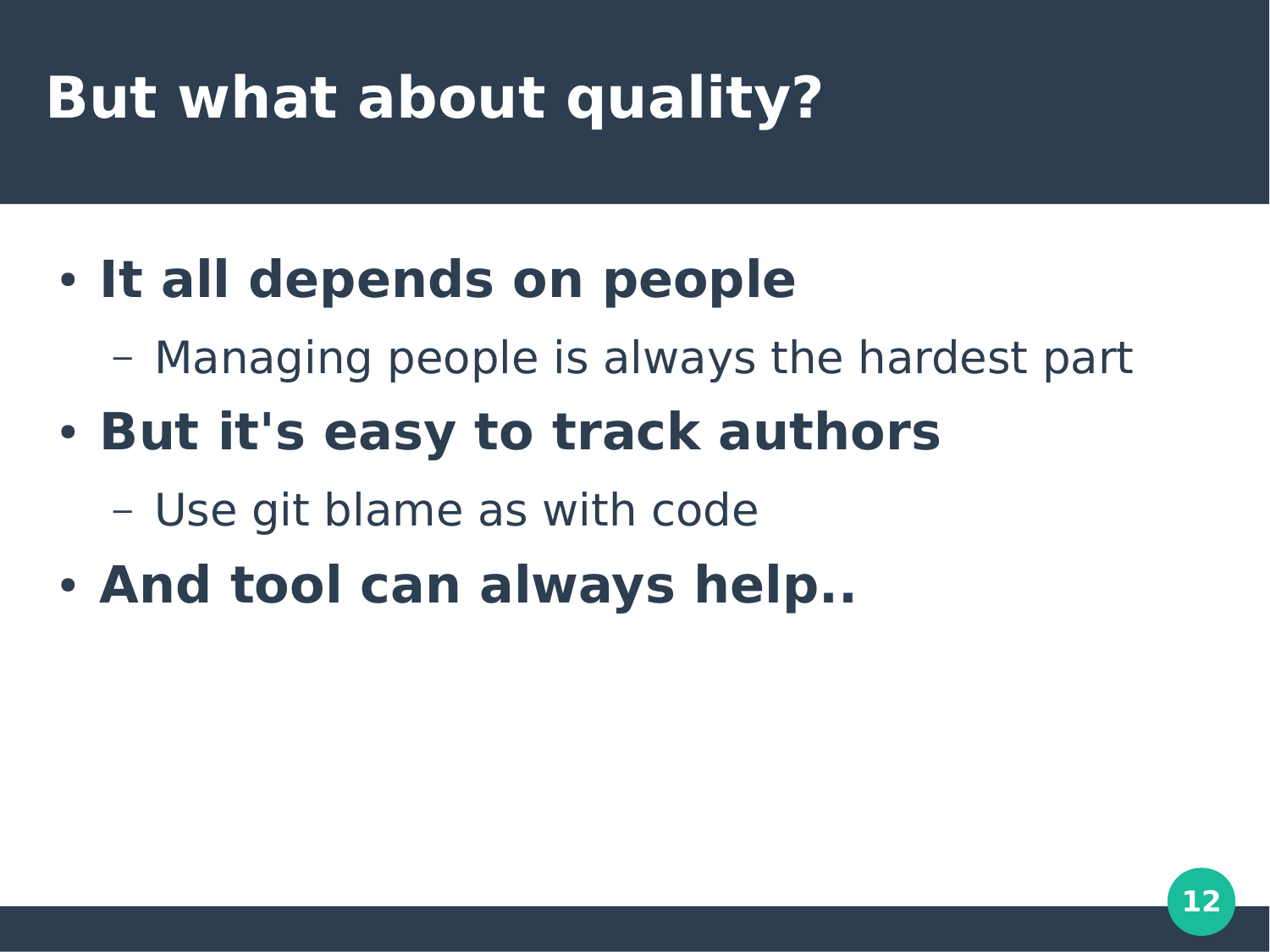# But what about quality?

- **It all depends on people**
  - Managing people is always the hardest part
- **But it's easy to track authors**
  - Use git blame as with code
- **And tool can always help..**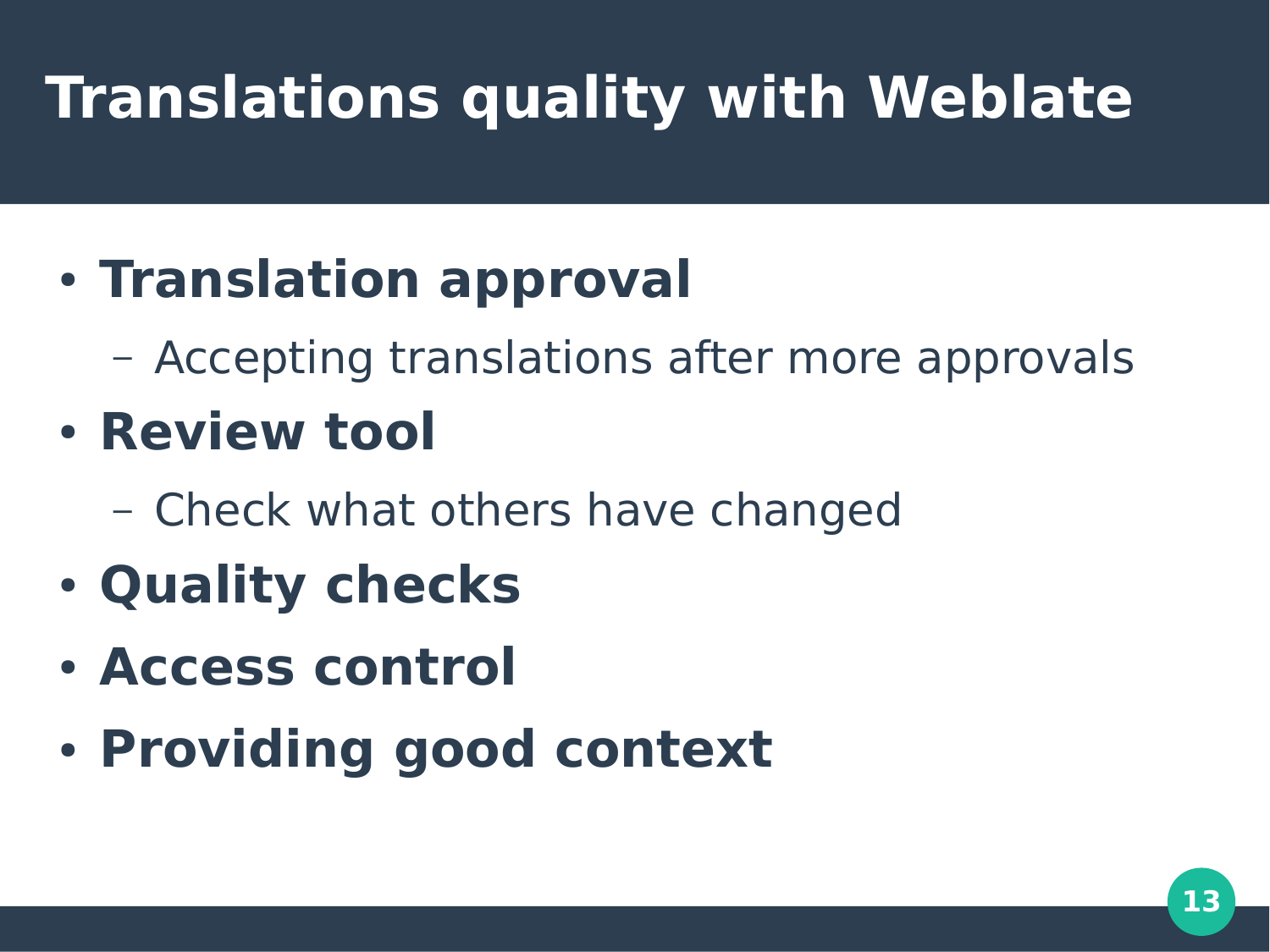# Translations quality with Weblate

- **Translation approval**
  - Accepting translations after more approvals
- **Review tool**
  - Check what others have changed
- **Quality checks**
- **Access control**
- **Providing good context**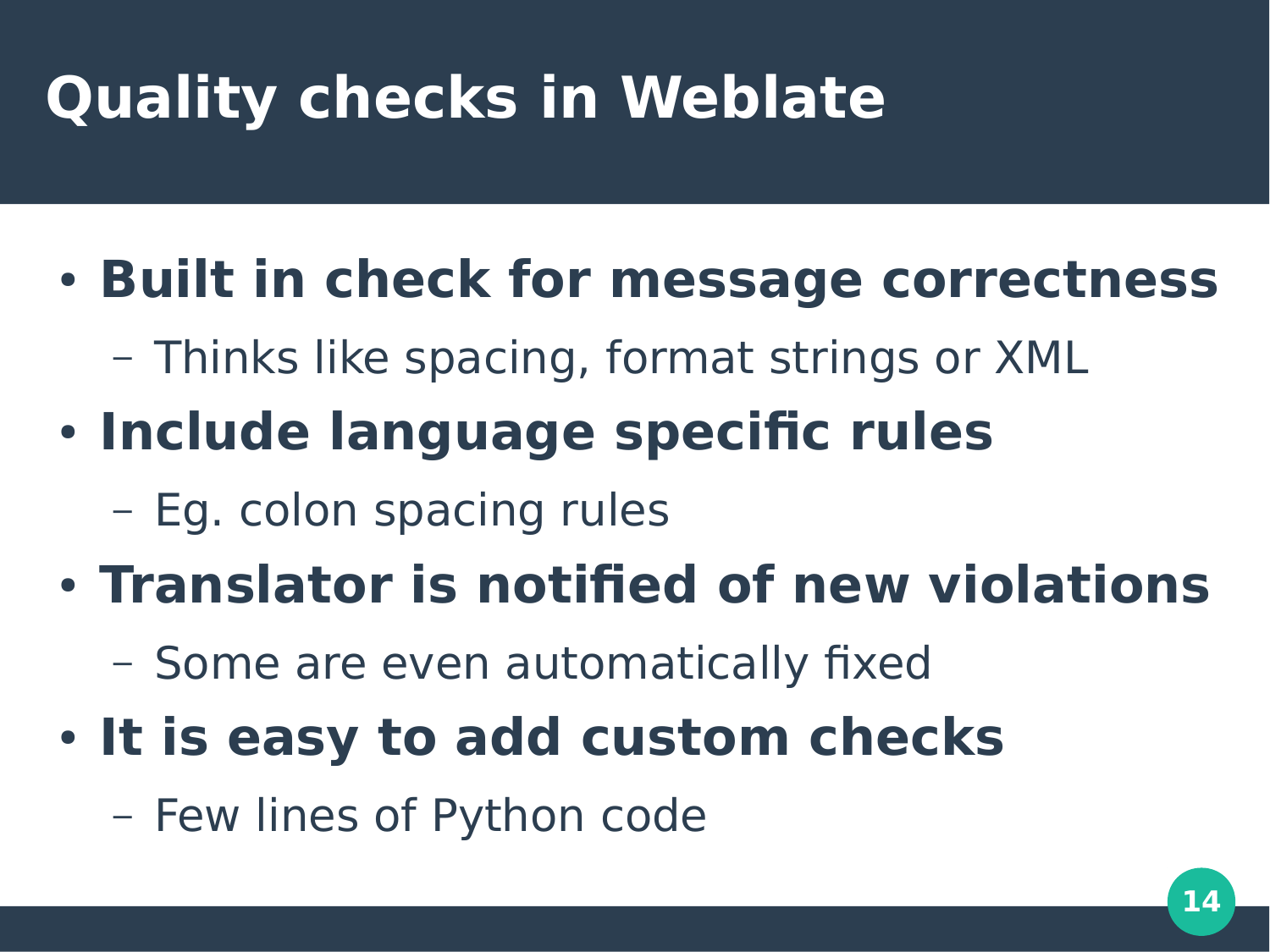# Quality checks in Weblate

- **Built in check for message correctness**
  - Thinks like spacing, format strings or XML
- **Include language specific rules**
  - Eg. colon spacing rules
- **Translator is notified of new violations**
  - Some are even automatically fixed
- **It is easy to add custom checks**
  - Few lines of Python code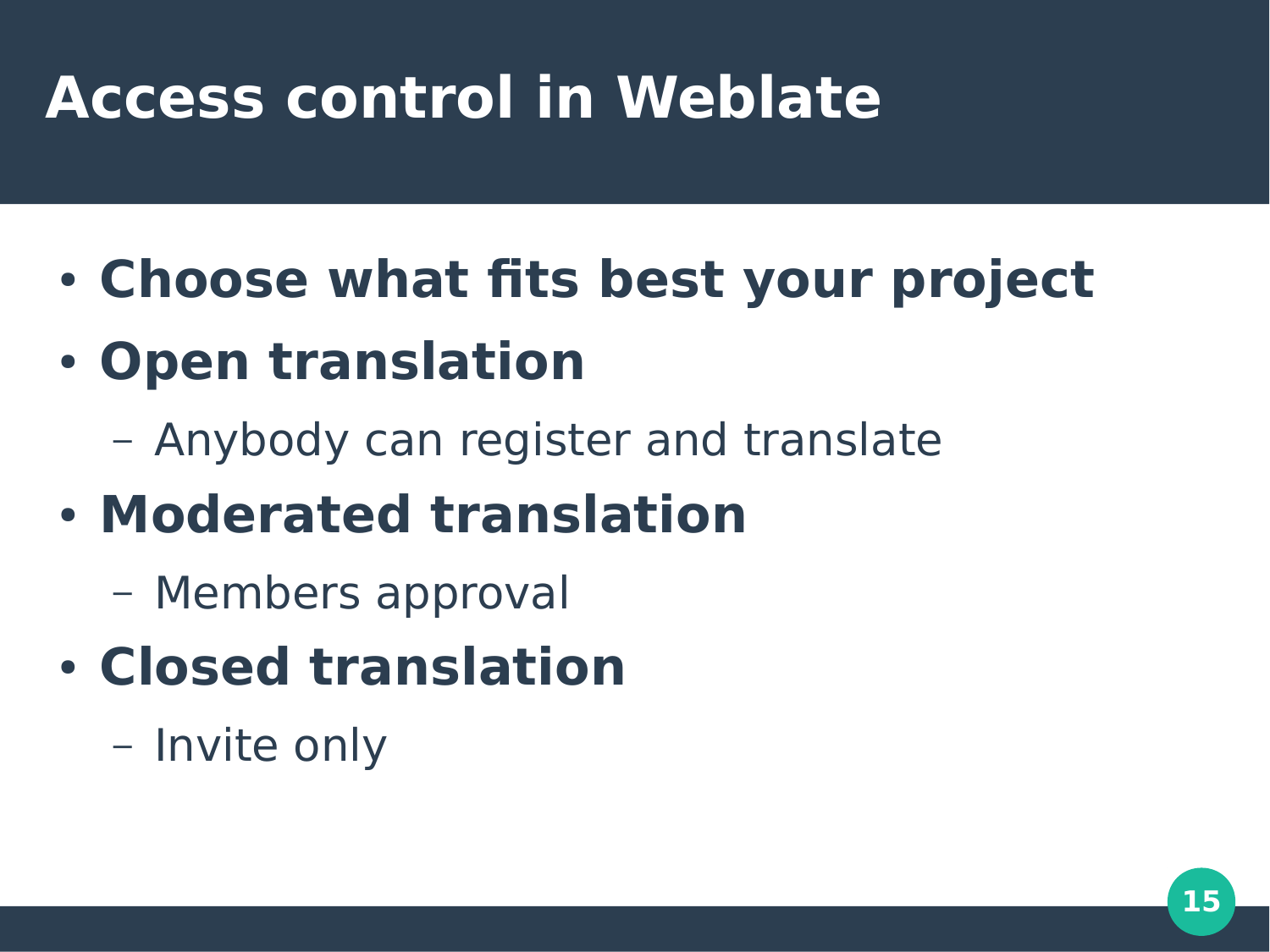# Access control in Weblate

- **Choose what fits best your project**
- **Open translation**
  - Anybody can register and translate
- **Moderated translation**
  - Members approval
- **Closed translation**
  - Invite only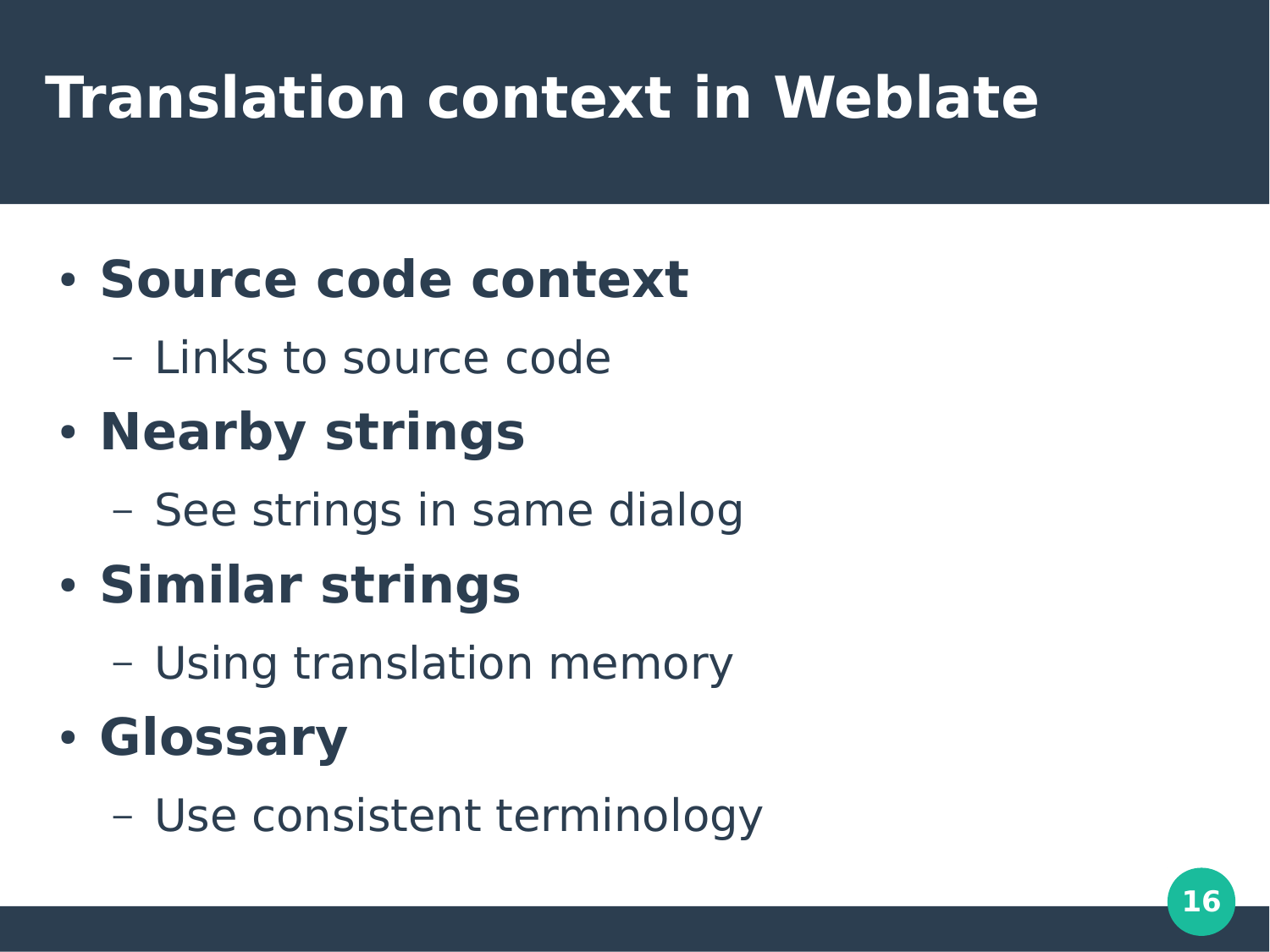# Translation context in Weblate

- **Source code context**
  - Links to source code
- **Nearby strings**
  - See strings in same dialog
- **Similar strings**
  - Using translation memory
- **Glossary**
  - Use consistent terminology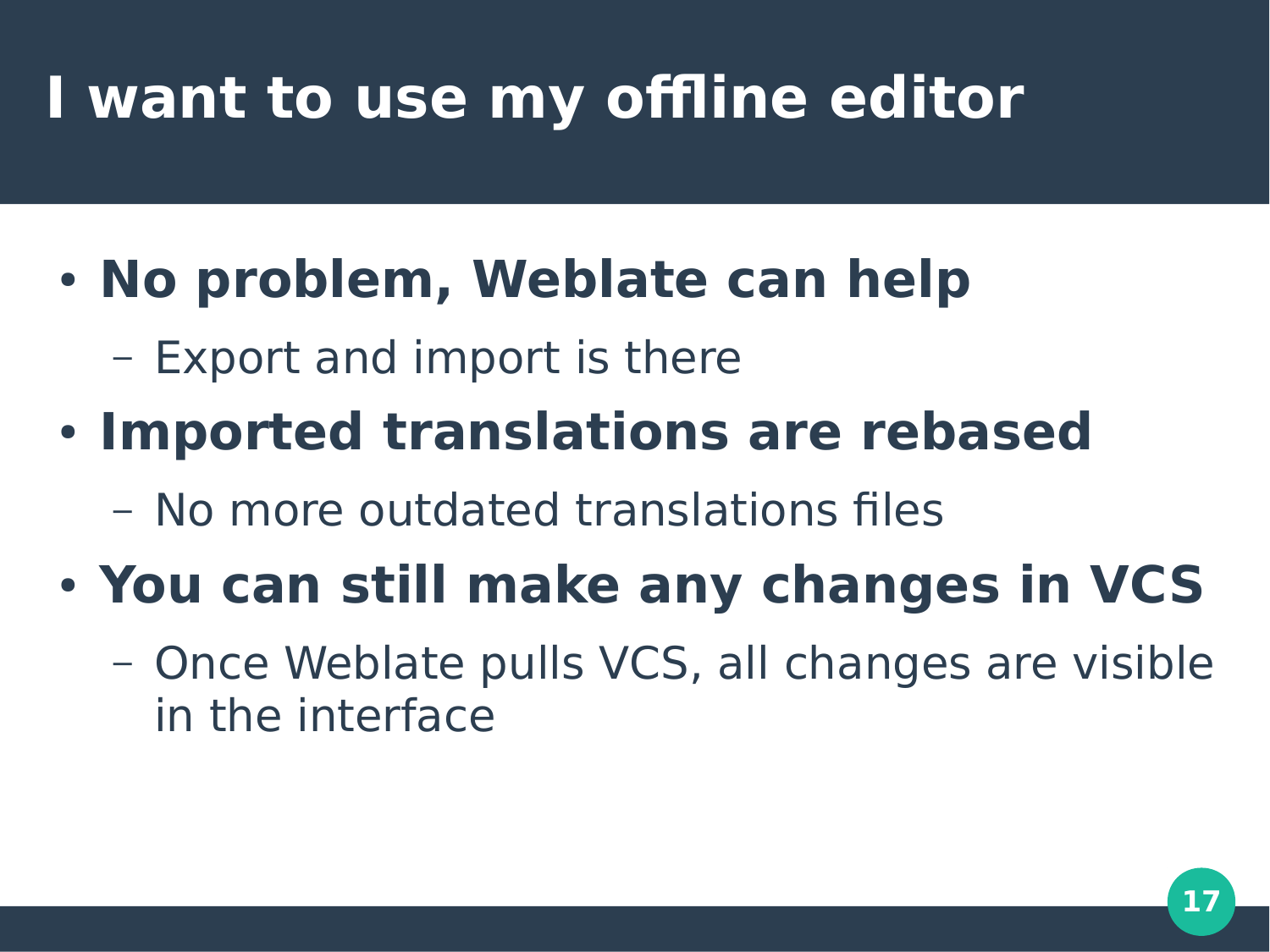# I want to use my offline editor

- **No problem, Weblate can help**
  - Export and import is there
- **Imported translations are rebased**
  - No more outdated translations files
- **You can still make any changes in VCS**
  - Once Weblate pulls VCS, all changes are visible in the interface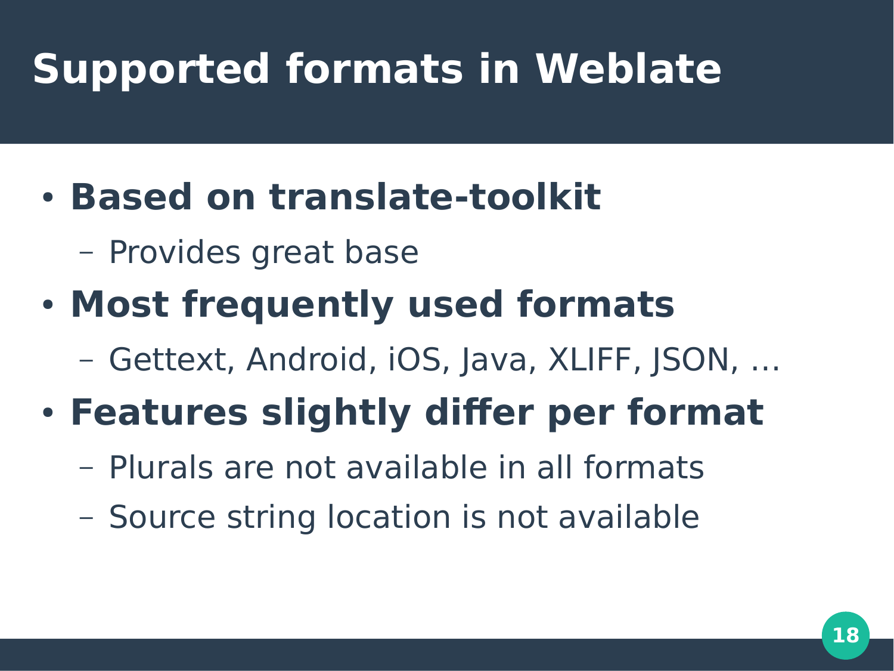# Supported formats in Weblate

- **Based on translate-toolkit**
  - Provides great base
- **Most frequently used formats**
  - Gettext, Android, iOS, Java, XLIFF, JSON, …
- **Features slightly differ per format**
  - Plurals are not available in all formats
  - Source string location is not available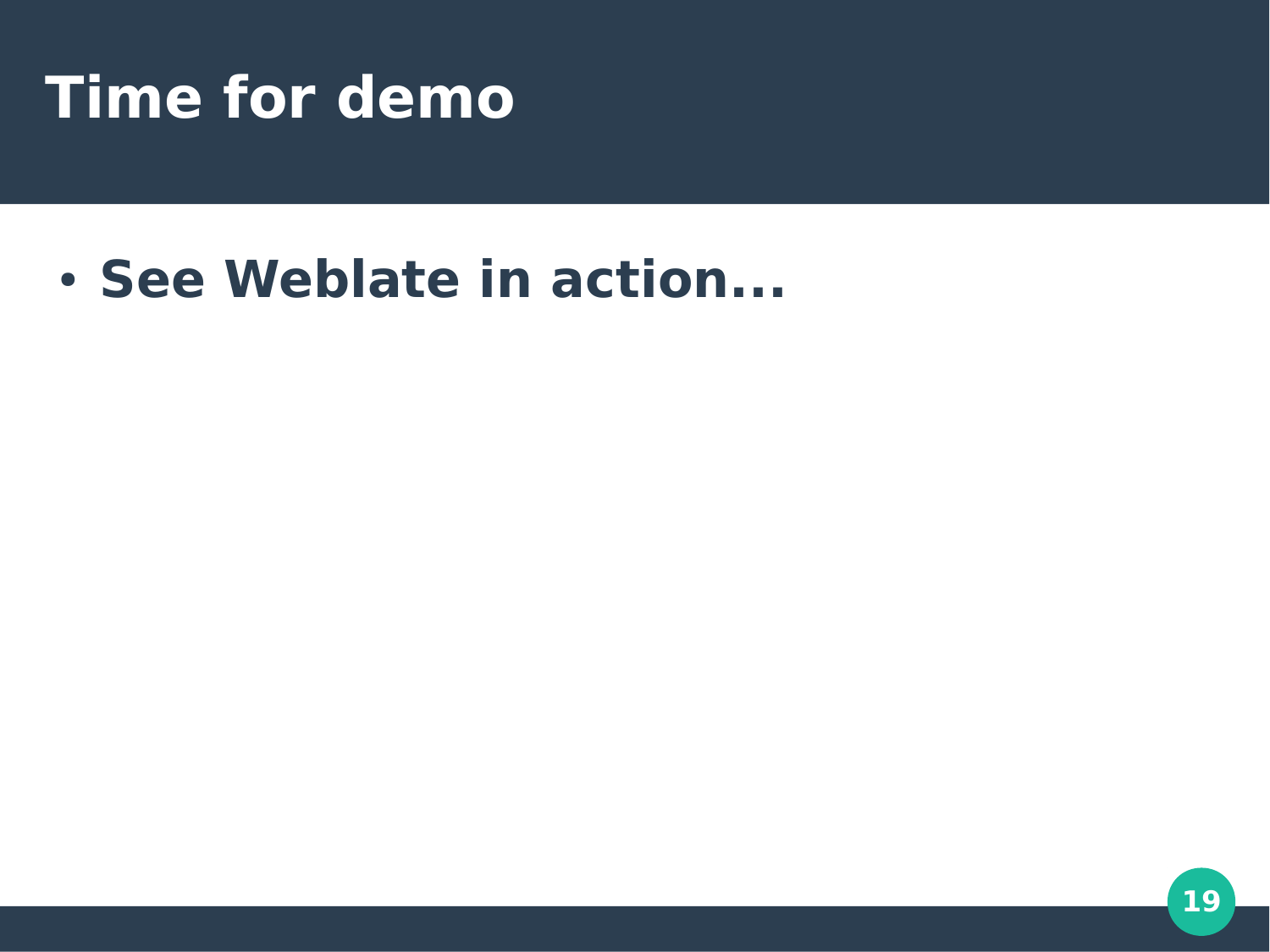# Time for demo

- **See Weblate in action...**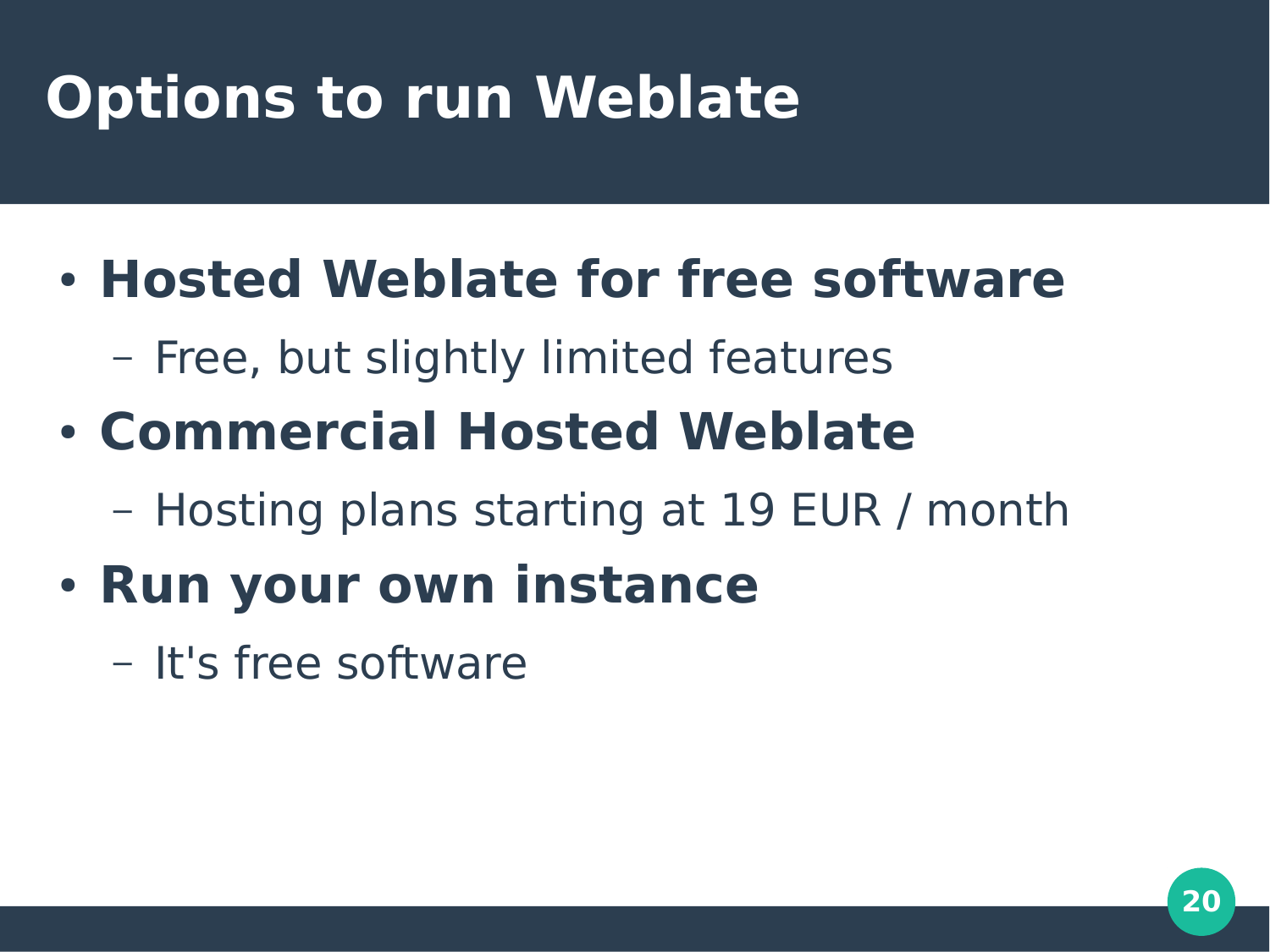# Options to run Weblate

- **Hosted Weblate for free software**
  - Free, but slightly limited features
- **Commercial Hosted Weblate**
  - Hosting plans starting at 19 EUR / month
- **Run your own instance**
  - It's free software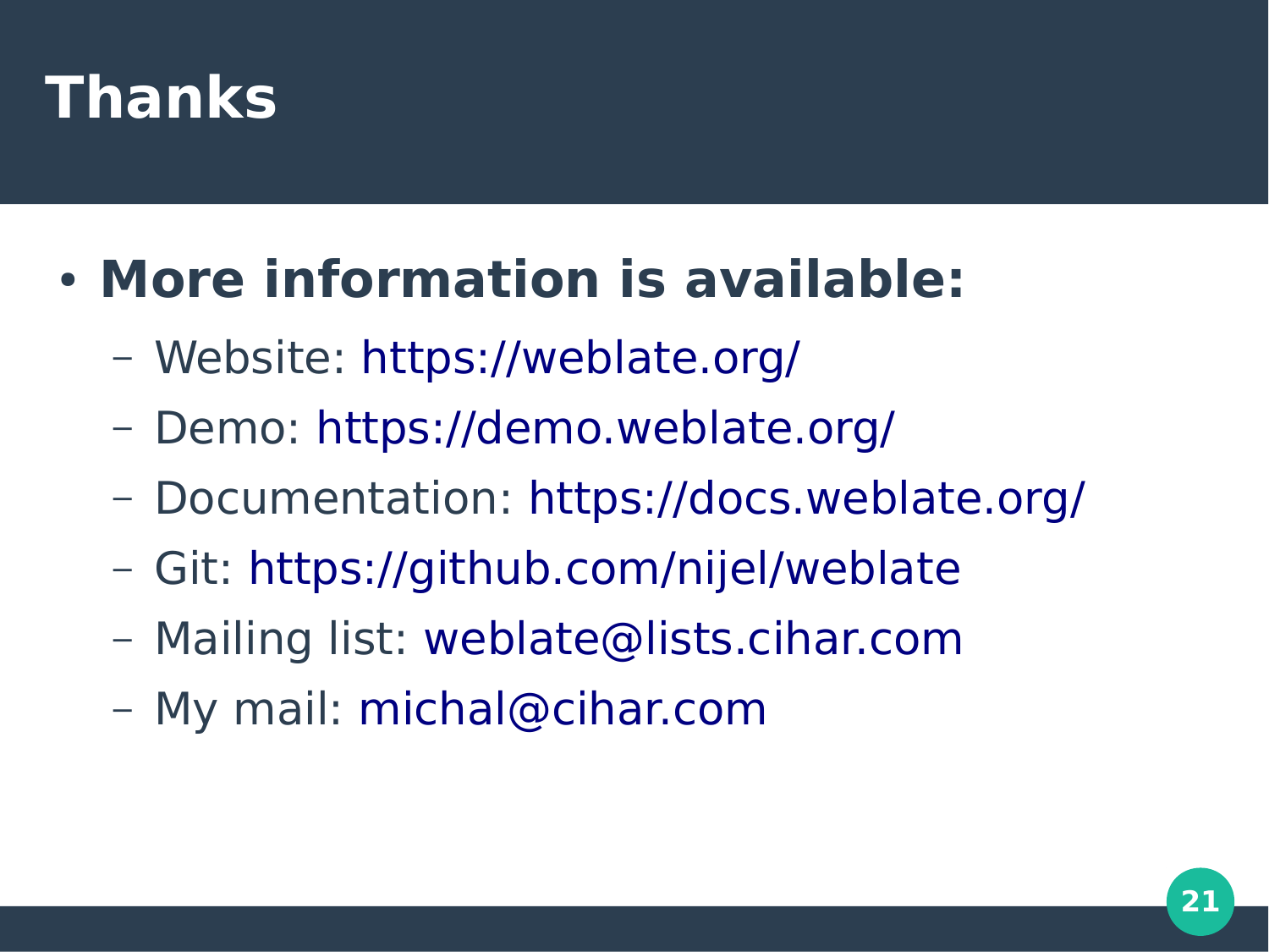# Thanks

- **More information is available:**
  - Website: https://weblate.org/
  - Demo: https://demo.weblate.org/
  - Documentation: https://docs.weblate.org/
  - Git: https://github.com/nijel/weblate
  - Mailing list: weblate@lists.cihar.com
  - My mail: michal@cihar.com